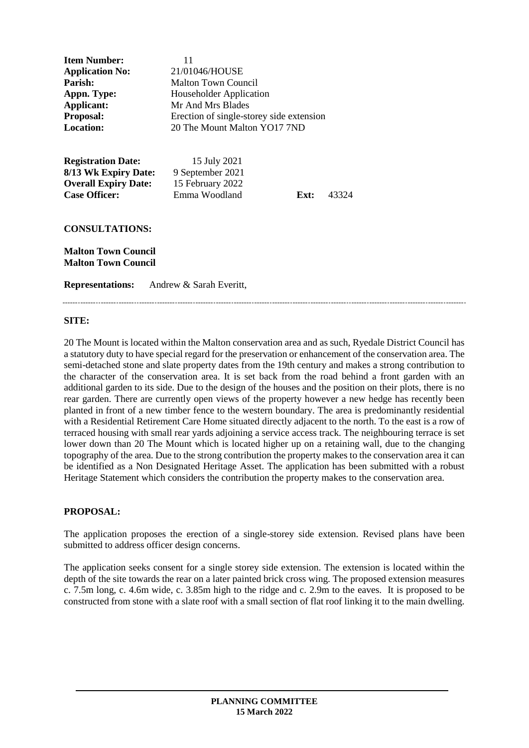**Item Number:** 11
**Application No:** 21/01046/HOUSE
**Parish:** Malton Town Council
**Appn. Type:** Householder Application
**Applicant:** Mr And Mrs Blades
**Proposal:** Erection of single-storey side extension
**Location:** 20 The Mount Malton YO17 7ND

**Registration Date:** 15 July 2021
**8/13 Wk Expiry Date:** 9 September 2021
**Overall Expiry Date:** 15 February 2022
**Case Officer:** Emma Woodland **Ext:** 43324

**CONSULTATIONS:**

**Malton Town Council**
**Malton Town Council**

**Representations:** Andrew & Sarah Everitt,

---

**SITE:**

20 The Mount is located within the Malton conservation area and as such, Ryedale District Council has a statutory duty to have special regard for the preservation or enhancement of the conservation area. The semi-detached stone and slate property dates from the 19th century and makes a strong contribution to the character of the conservation area. It is set back from the road behind a front garden with an additional garden to its side. Due to the design of the houses and the position on their plots, there is no rear garden. There are currently open views of the property however a new hedge has recently been planted in front of a new timber fence to the western boundary. The area is predominantly residential with a Residential Retirement Care Home situated directly adjacent to the north. To the east is a row of terraced housing with small rear yards adjoining a service access track. The neighbouring terrace is set lower down than 20 The Mount which is located higher up on a retaining wall, due to the changing topography of the area. Due to the strong contribution the property makes to the conservation area it can be identified as a Non Designated Heritage Asset. The application has been submitted with a robust Heritage Statement which considers the contribution the property makes to the conservation area.

**PROPOSAL:**

The application proposes the erection of a single-storey side extension. Revised plans have been submitted to address officer design concerns.

The application seeks consent for a single storey side extension. The extension is located within the depth of the site towards the rear on a later painted brick cross wing. The proposed extension measures c. 7.5m long, c. 4.6m wide, c. 3.85m high to the ridge and c. 2.9m to the eaves. It is proposed to be constructed from stone with a slate roof with a small section of flat roof linking it to the main dwelling.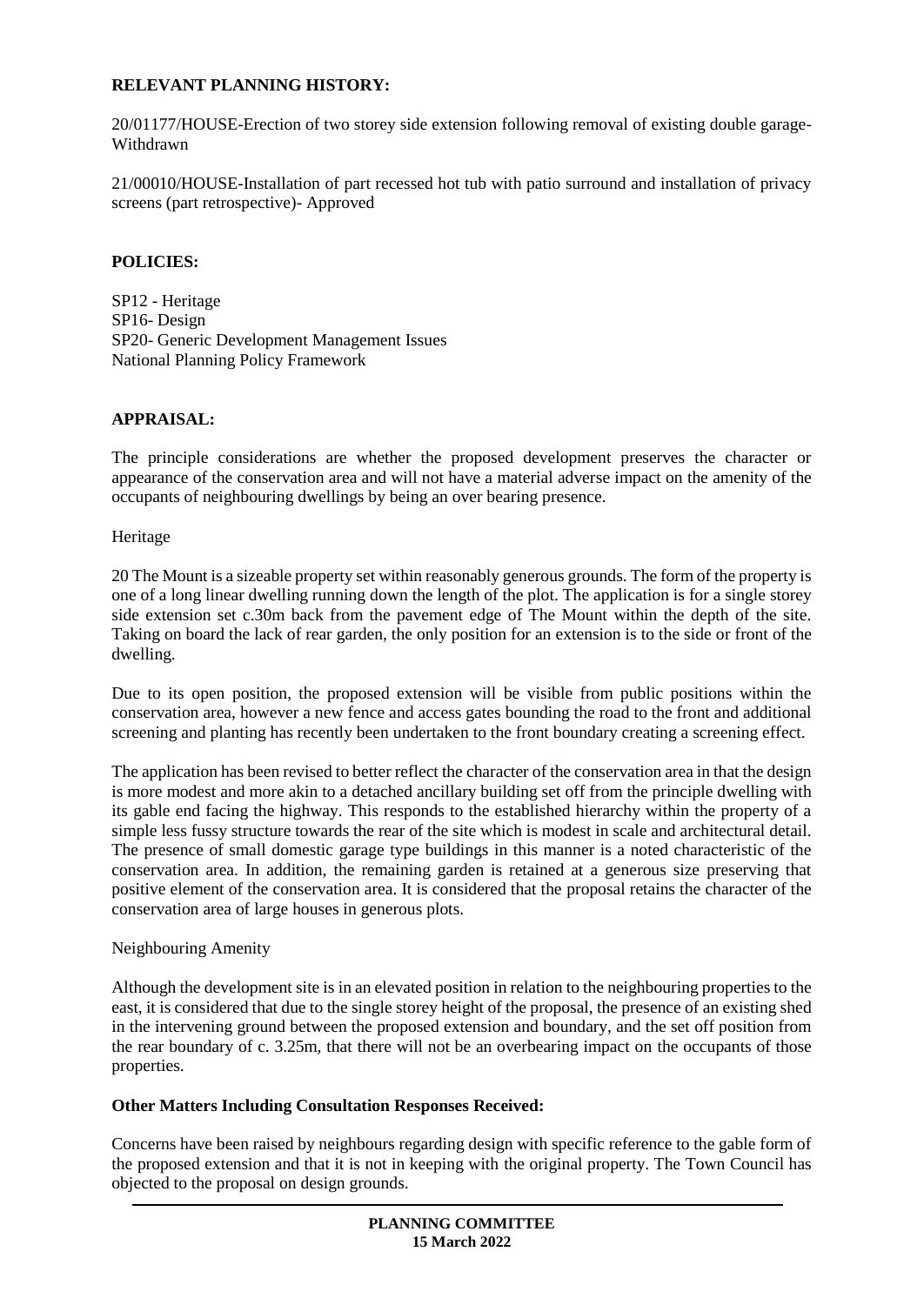**RELEVANT PLANNING HISTORY:**

20/01177/HOUSE-Erection of two storey side extension following removal of existing double garage-Withdrawn

21/00010/HOUSE-Installation of part recessed hot tub with patio surround and installation of privacy screens (part retrospective)- Approved

**POLICIES:**

SP12 - Heritage
SP16- Design
SP20- Generic Development Management Issues
National Planning Policy Framework

**APPRAISAL:**

The principle considerations are whether the proposed development preserves the character or appearance of the conservation area and will not have a material adverse impact on the amenity of the occupants of neighbouring dwellings by being an over bearing presence.

Heritage

20 The Mount is a sizeable property set within reasonably generous grounds. The form of the property is one of a long linear dwelling running down the length of the plot. The application is for a single storey side extension set c.30m back from the pavement edge of The Mount within the depth of the site. Taking on board the lack of rear garden, the only position for an extension is to the side or front of the dwelling.

Due to its open position, the proposed extension will be visible from public positions within the conservation area, however a new fence and access gates bounding the road to the front and additional screening and planting has recently been undertaken to the front boundary creating a screening effect.

The application has been revised to better reflect the character of the conservation area in that the design is more modest and more akin to a detached ancillary building set off from the principle dwelling with its gable end facing the highway. This responds to the established hierarchy within the property of a simple less fussy structure towards the rear of the site which is modest in scale and architectural detail. The presence of small domestic garage type buildings in this manner is a noted characteristic of the conservation area. In addition, the remaining garden is retained at a generous size preserving that positive element of the conservation area. It is considered that the proposal retains the character of the conservation area of large houses in generous plots.

Neighbouring Amenity

Although the development site is in an elevated position in relation to the neighbouring properties to the east, it is considered that due to the single storey height of the proposal, the presence of an existing shed in the intervening ground between the proposed extension and boundary, and the set off position from the rear boundary of c. 3.25m, that there will not be an overbearing impact on the occupants of those properties.

**Other Matters Including Consultation Responses Received:**

Concerns have been raised by neighbours regarding design with specific reference to the gable form of the proposed extension and that it is not in keeping with the original property. The Town Council has objected to the proposal on design grounds.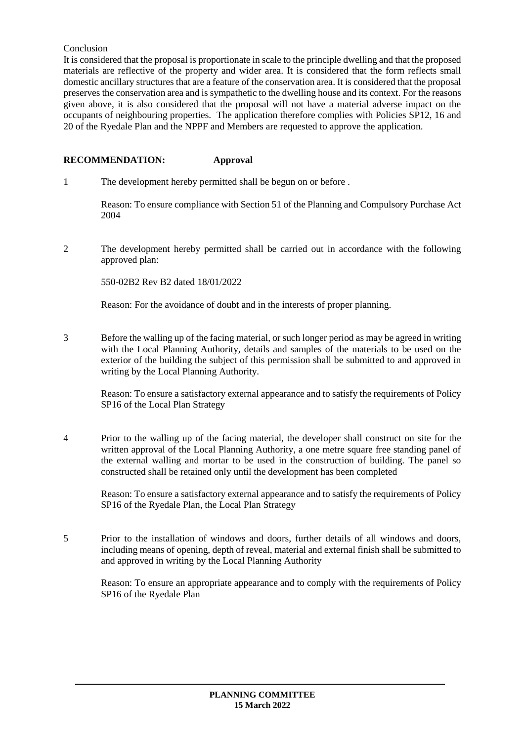Conclusion

It is considered that the proposal is proportionate in scale to the principle dwelling and that the proposed materials are reflective of the property and wider area. It is considered that the form reflects small domestic ancillary structures that are a feature of the conservation area. It is considered that the proposal preserves the conservation area and is sympathetic to the dwelling house and its context. For the reasons given above, it is also considered that the proposal will not have a material adverse impact on the occupants of neighbouring properties. The application therefore complies with Policies SP12, 16 and 20 of the Ryedale Plan and the NPPF and Members are requested to approve the application.

**RECOMMENDATION: Approval**

1 The development hereby permitted shall be begun on or before .

Reason: To ensure compliance with Section 51 of the Planning and Compulsory Purchase Act 2004

2 The development hereby permitted shall be carried out in accordance with the following approved plan:

550-02B2 Rev B2 dated 18/01/2022

Reason: For the avoidance of doubt and in the interests of proper planning.

3 Before the walling up of the facing material, or such longer period as may be agreed in writing with the Local Planning Authority, details and samples of the materials to be used on the exterior of the building the subject of this permission shall be submitted to and approved in writing by the Local Planning Authority.

Reason: To ensure a satisfactory external appearance and to satisfy the requirements of Policy SP16 of the Local Plan Strategy

4 Prior to the walling up of the facing material, the developer shall construct on site for the written approval of the Local Planning Authority, a one metre square free standing panel of the external walling and mortar to be used in the construction of building. The panel so constructed shall be retained only until the development has been completed

Reason: To ensure a satisfactory external appearance and to satisfy the requirements of Policy SP16 of the Ryedale Plan, the Local Plan Strategy

5 Prior to the installation of windows and doors, further details of all windows and doors, including means of opening, depth of reveal, material and external finish shall be submitted to and approved in writing by the Local Planning Authority

Reason: To ensure an appropriate appearance and to comply with the requirements of Policy SP16 of the Ryedale Plan